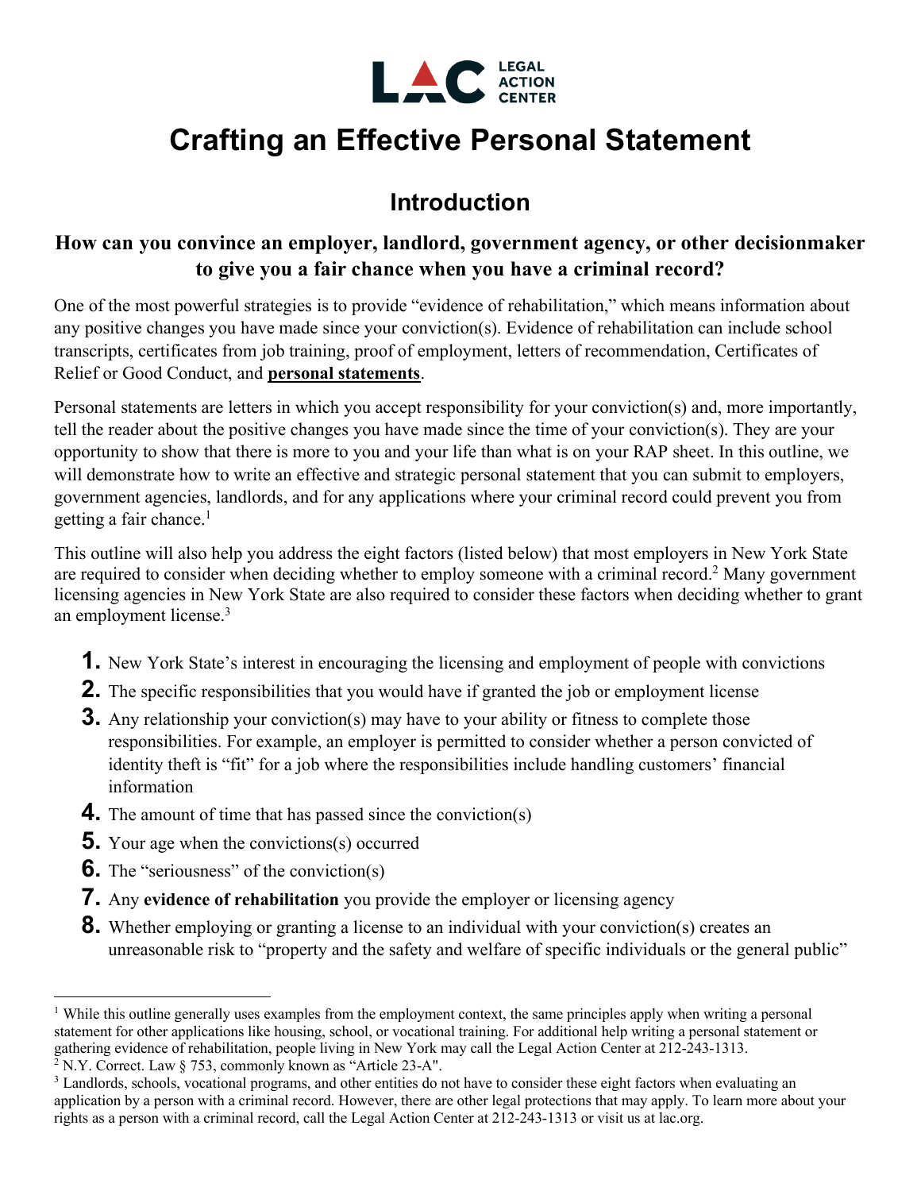LEGAL ACTION CENTER

# Crafting an Effective Personal Statement

## Introduction

### How can you convince an employer, landlord, government agency, or other decisionmaker to give you a fair chance when you have a criminal record?

One of the most powerful strategies is to provide "evidence of rehabilitation," which means information about any positive changes you have made since your conviction(s). Evidence of rehabilitation can include school transcripts, certificates from job training, proof of employment, letters of recommendation, Certificates of Relief or Good Conduct, and **personal statements**.

Personal statements are letters in which you accept responsibility for your conviction(s) and, more importantly, tell the reader about the positive changes you have made since the time of your conviction(s). They are your opportunity to show that there is more to you and your life than what is on your RAP sheet. In this outline, we will demonstrate how to write an effective and strategic personal statement that you can submit to employers, government agencies, landlords, and for any applications where your criminal record could prevent you from getting a fair chance.[1]

This outline will also help you address the eight factors (listed below) that most employers in New York State are required to consider when deciding whether to employ someone with a criminal record.[2] Many government licensing agencies in New York State are also required to consider these factors when deciding whether to grant an employment license.[3]

1. New York State's interest in encouraging the licensing and employment of people with convictions
2. The specific responsibilities that you would have if granted the job or employment license
3. Any relationship your conviction(s) may have to your ability or fitness to complete those responsibilities. For example, an employer is permitted to consider whether a person convicted of identity theft is "fit" for a job where the responsibilities include handling customers' financial information
4. The amount of time that has passed since the conviction(s)
5. Your age when the convictions(s) occurred
6. The "seriousness" of the conviction(s)
7. Any **evidence of rehabilitation** you provide the employer or licensing agency
8. Whether employing or granting a license to an individual with your conviction(s) creates an unreasonable risk to "property and the safety and welfare of specific individuals or the general public"

---

[1] While this outline generally uses examples from the employment context, the same principles apply when writing a personal statement for other applications like housing, school, or vocational training. For additional help writing a personal statement or gathering evidence of rehabilitation, people living in New York may call the Legal Action Center at 212-243-1313.

[2] N.Y. Correct. Law § 753, commonly known as "Article 23-A".

[3] Landlords, schools, vocational programs, and other entities do not have to consider these eight factors when evaluating an application by a person with a criminal record. However, there are other legal protections that may apply. To learn more about your rights as a person with a criminal record, call the Legal Action Center at 212-243-1313 or visit us at lac.org.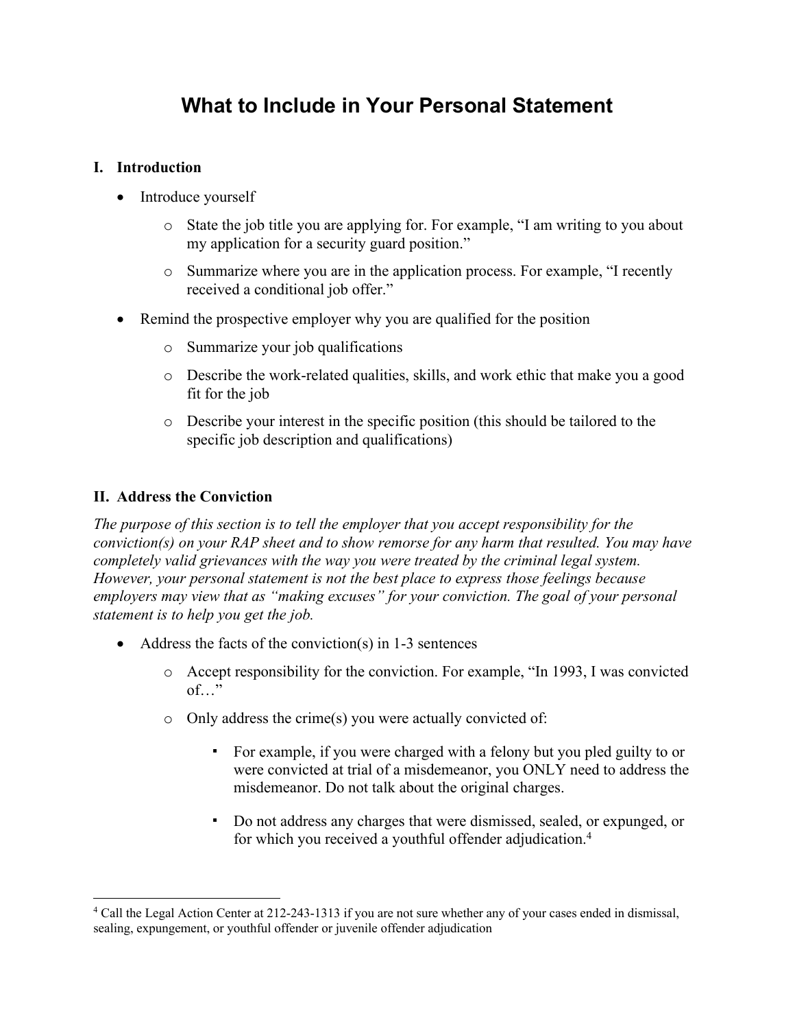# What to Include in Your Personal Statement

## I. Introduction

- Introduce yourself
  - State the job title you are applying for. For example, "I am writing to you about my application for a security guard position."
  - Summarize where you are in the application process. For example, "I recently received a conditional job offer."
- Remind the prospective employer why you are qualified for the position
  - Summarize your job qualifications
  - Describe the work-related qualities, skills, and work ethic that make you a good fit for the job
  - Describe your interest in the specific position (this should be tailored to the specific job description and qualifications)

## II. Address the Conviction

*The purpose of this section is to tell the employer that you accept responsibility for the conviction(s) on your RAP sheet and to show remorse for any harm that resulted. You may have completely valid grievances with the way you were treated by the criminal legal system. However, your personal statement is not the best place to express those feelings because employers may view that as "making excuses" for your conviction. The goal of your personal statement is to help you get the job.*

- Address the facts of the conviction(s) in 1-3 sentences
  - Accept responsibility for the conviction. For example, "In 1993, I was convicted of…"
  - Only address the crime(s) you were actually convicted of:
    - For example, if you were charged with a felony but you pled guilty to or were convicted at trial of a misdemeanor, you ONLY need to address the misdemeanor. Do not talk about the original charges.
    - Do not address any charges that were dismissed, sealed, or expunged, or for which you received a youthful offender adjudication.[4]

[4] Call the Legal Action Center at 212-243-1313 if you are not sure whether any of your cases ended in dismissal, sealing, expungement, or youthful offender or juvenile offender adjudication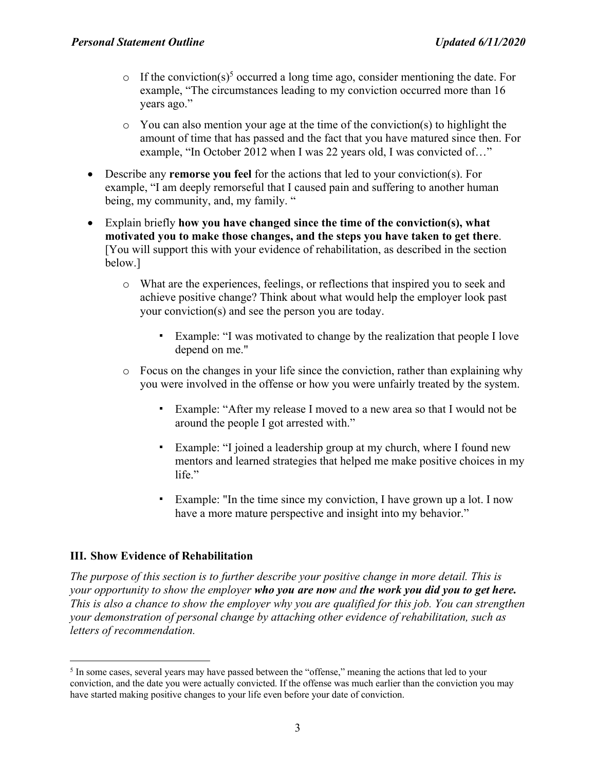- If the conviction(s)[5] occurred a long time ago, consider mentioning the date. For example, "The circumstances leading to my conviction occurred more than 16 years ago."
   - You can also mention your age at the time of the conviction(s) to highlight the amount of time that has passed and the fact that you have matured since then. For example, "In October 2012 when I was 22 years old, I was convicted of…"

- Describe any **remorse you feel** for the actions that led to your conviction(s). For example, "I am deeply remorseful that I caused pain and suffering to another human being, my community, and, my family. "
- Explain briefly **how you have changed since the time of the conviction(s), what motivated you to make those changes, and the steps you have taken to get there**. [You will support this with your evidence of rehabilitation, as described in the section below.]
   - What are the experiences, feelings, or reflections that inspired you to seek and achieve positive change? Think about what would help the employer look past your conviction(s) and see the person you are today.
      - Example: "I was motivated to change by the realization that people I love depend on me."
   - Focus on the changes in your life since the conviction, rather than explaining why you were involved in the offense or how you were unfairly treated by the system.
      - Example: "After my release I moved to a new area so that I would not be around the people I got arrested with."
      - Example: "I joined a leadership group at my church, where I found new mentors and learned strategies that helped me make positive choices in my life."
      - Example: "In the time since my conviction, I have grown up a lot. I now have a more mature perspective and insight into my behavior."

## III. Show Evidence of Rehabilitation

*The purpose of this section is to further describe your positive change in more detail. This is your opportunity to show the employer **who you are now** and **the work you did you to get here.** This is also a chance to show the employer why you are qualified for this job. You can strengthen your demonstration of personal change by attaching other evidence of rehabilitation, such as letters of recommendation.*

---

[5] In some cases, several years may have passed between the "offense," meaning the actions that led to your conviction, and the date you were actually convicted. If the offense was much earlier than the conviction you may have started making positive changes to your life even before your date of conviction.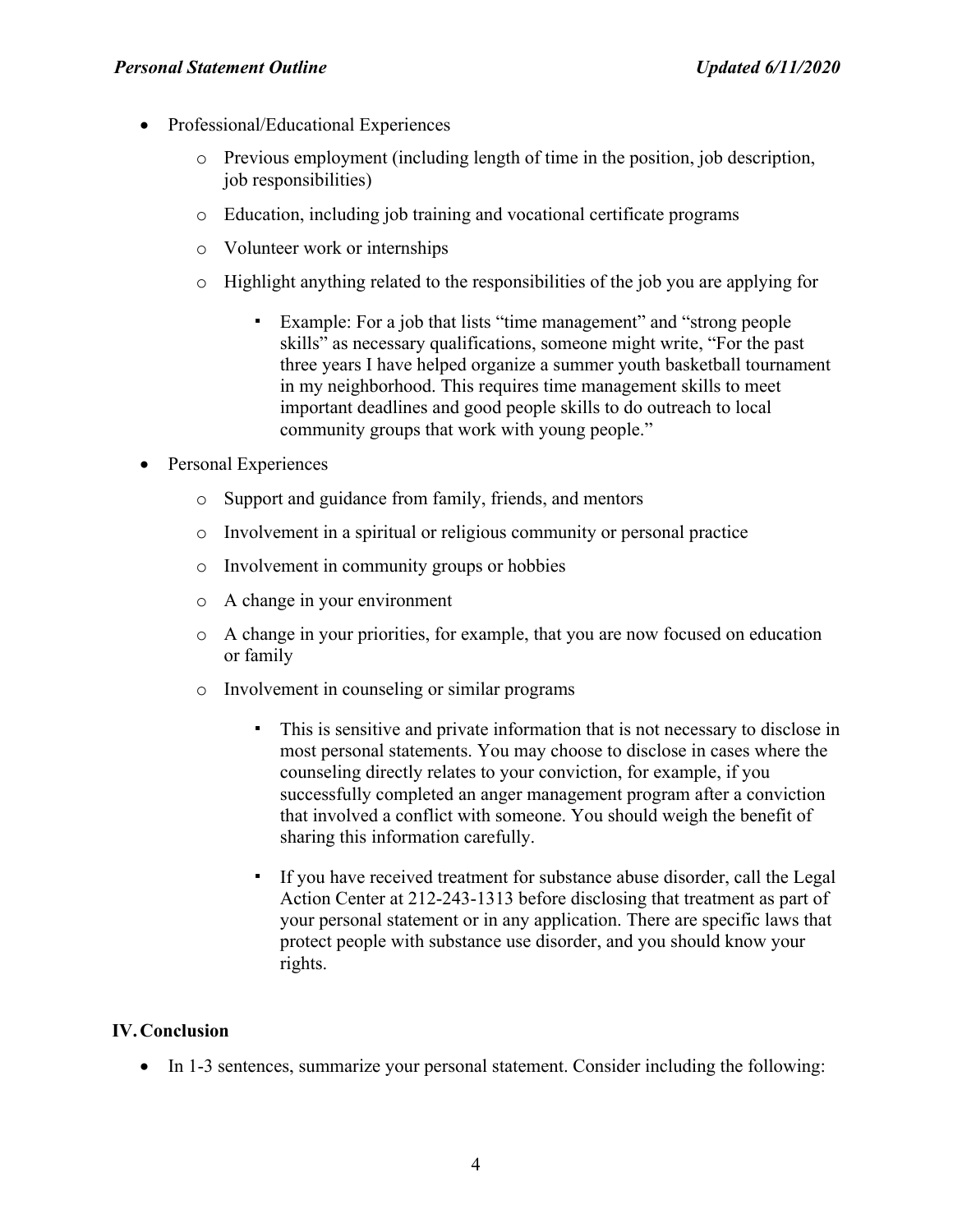- Professional/Educational Experiences
    - Previous employment (including length of time in the position, job description, job responsibilities)
    - Education, including job training and vocational certificate programs
    - Volunteer work or internships
    - Highlight anything related to the responsibilities of the job you are applying for
        - Example: For a job that lists "time management" and "strong people skills" as necessary qualifications, someone might write, "For the past three years I have helped organize a summer youth basketball tournament in my neighborhood. This requires time management skills to meet important deadlines and good people skills to do outreach to local community groups that work with young people."
- Personal Experiences
    - Support and guidance from family, friends, and mentors
    - Involvement in a spiritual or religious community or personal practice
    - Involvement in community groups or hobbies
    - A change in your environment
    - A change in your priorities, for example, that you are now focused on education or family
    - Involvement in counseling or similar programs
        - This is sensitive and private information that is not necessary to disclose in most personal statements. You may choose to disclose in cases where the counseling directly relates to your conviction, for example, if you successfully completed an anger management program after a conviction that involved a conflict with someone. You should weigh the benefit of sharing this information carefully.
        - If you have received treatment for substance abuse disorder, call the Legal Action Center at 212-243-1313 before disclosing that treatment as part of your personal statement or in any application. There are specific laws that protect people with substance use disorder, and you should know your rights.

## IV. Conclusion

- In 1-3 sentences, summarize your personal statement. Consider including the following: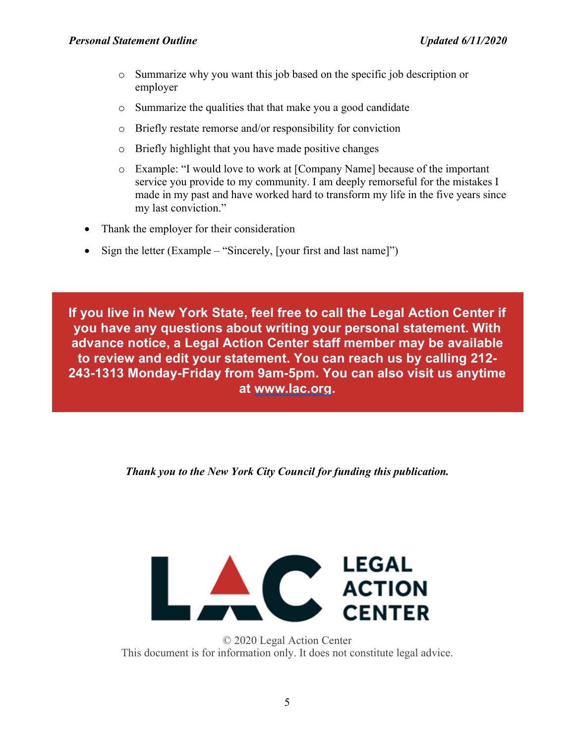- Summarize why you want this job based on the specific job description or employer
  - Summarize the qualities that that make you a good candidate
  - Briefly restate remorse and/or responsibility for conviction
  - Briefly highlight that you have made positive changes
  - Example: "I would love to work at [Company Name] because of the important service you provide to my community. I am deeply remorseful for the mistakes I made in my past and have worked hard to transform my life in the five years since my last conviction."

- Thank the employer for their consideration
- Sign the letter (Example – "Sincerely, [your first and last name]")

**If you live in New York State, feel free to call the Legal Action Center if you have any questions about writing your personal statement. With advance notice, a Legal Action Center staff member may be available to review and edit your statement. You can reach us by calling 212-243-1313 Monday-Friday from 9am-5pm. You can also visit us anytime at www.lac.org.**

***Thank you to the New York City Council for funding this publication.***

LAC LEGAL ACTION CENTER

© 2020 Legal Action Center
This document is for information only. It does not constitute legal advice.